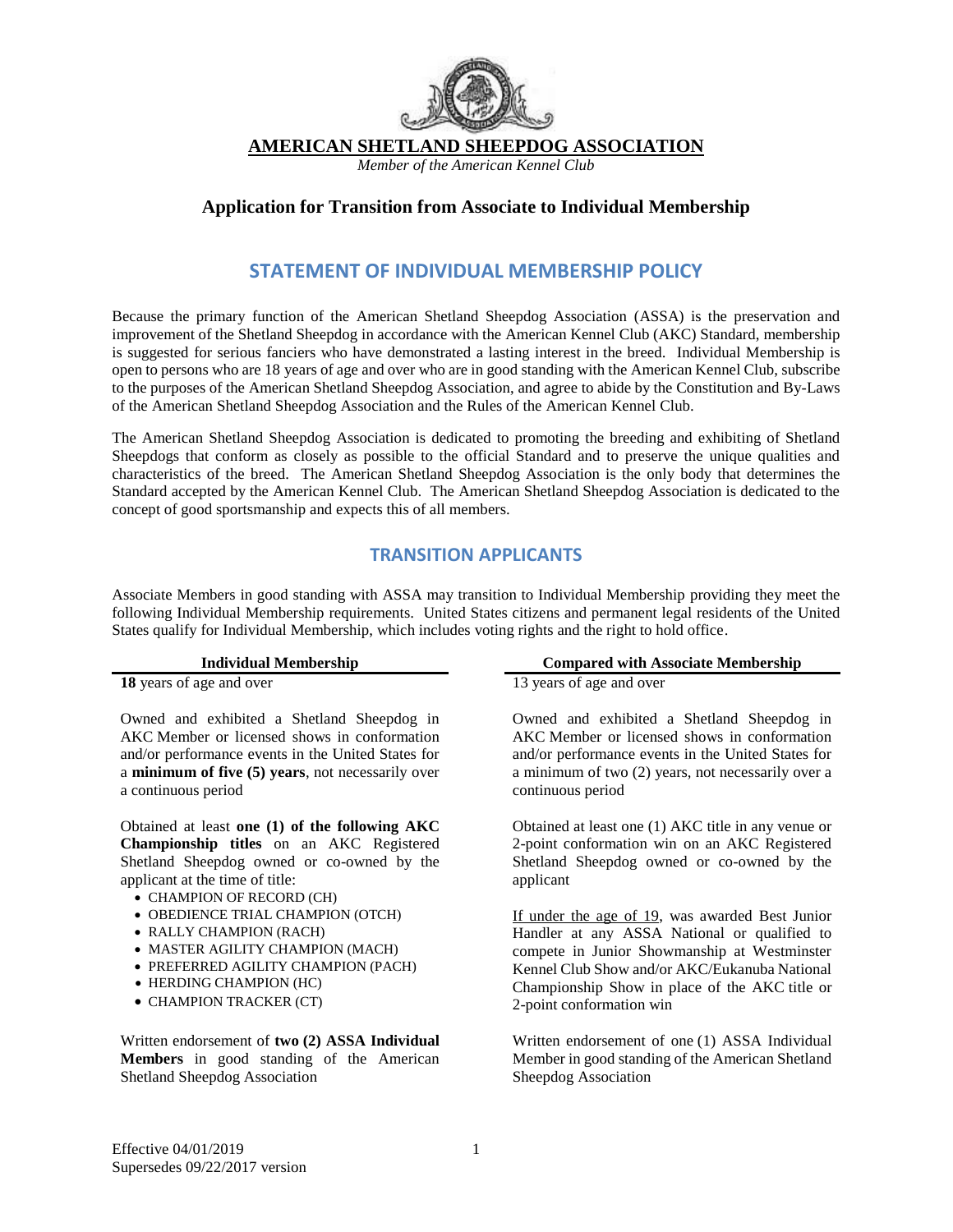# AMERICAN SHETLAND SHEEPDOG ASSOCIATION

*Member of the American Kennel Club*

## Application for Transition from Associate to Individual Membership

## STATEMENT OF INDIVIDUAL MEMBERSHIP POLICY

Because the primary function of the American Shetland Sheepdog Association (ASSA) is the preservation and improvement of the Shetland Sheepdog in accordance with the American Kennel Club (AKC) Standard, membership is suggested for serious fanciers who have demonstrated a lasting interest in the breed. Individual Membership is open to persons who are 18 years of age and over who are in good standing with the American Kennel Club, subscribe to the purposes of the American Shetland Sheepdog Association, and agree to abide by the Constitution and By-Laws of the American Shetland Sheepdog Association and the Rules of the American Kennel Club.

The American Shetland Sheepdog Association is dedicated to promoting the breeding and exhibiting of Shetland Sheepdogs that conform as closely as possible to the official Standard and to preserve the unique qualities and characteristics of the breed. The American Shetland Sheepdog Association is the only body that determines the Standard accepted by the American Kennel Club. The American Shetland Sheepdog Association is dedicated to the concept of good sportsmanship and expects this of all members.

## TRANSITION APPLICANTS

Associate Members in good standing with ASSA may transition to Individual Membership providing they meet the following Individual Membership requirements. United States citizens and permanent legal residents of the United States qualify for Individual Membership, which includes voting rights and the right to hold office.

| Individual Membership | Compared with Associate Membership |
|---|---|
| **18** years of age and over | 13 years of age and over |
| Owned and exhibited a Shetland Sheepdog in AKC Member or licensed shows in conformation and/or performance events in the United States for a **minimum of five (5) years**, not necessarily over a continuous period | Owned and exhibited a Shetland Sheepdog in AKC Member or licensed shows in conformation and/or performance events in the United States for a minimum of two (2) years, not necessarily over a continuous period |
| Obtained at least **one (1) of the following AKC Championship titles** on an AKC Registered Shetland Sheepdog owned or co-owned by the applicant at the time of title:<br>• CHAMPION OF RECORD (CH)<br>• OBEDIENCE TRIAL CHAMPION (OTCH)<br>• RALLY CHAMPION (RACH)<br>• MASTER AGILITY CHAMPION (MACH)<br>• PREFERRED AGILITY CHAMPION (PACH)<br>• HERDING CHAMPION (HC)<br>• CHAMPION TRACKER (CT) | Obtained at least one (1) AKC title in any venue or 2-point conformation win on an AKC Registered Shetland Sheepdog owned or co-owned by the applicant<br><br>If under the age of 19, was awarded Best Junior Handler at any ASSA National or qualified to compete in Junior Showmanship at Westminster Kennel Club Show and/or AKC/Eukanuba National Championship Show in place of the AKC title or 2-point conformation win |
| Written endorsement of **two (2) ASSA Individual Members** in good standing of the American Shetland Sheepdog Association | Written endorsement of one (1) ASSA Individual Member in good standing of the American Shetland Sheepdog Association |

Effective 04/01/2019
Supersedes 09/22/2017 version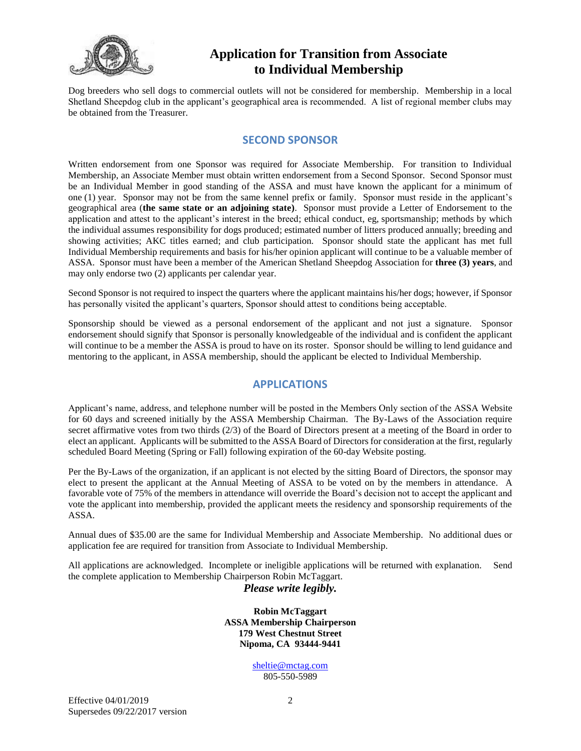# Application for Transition from Associate to Individual Membership

Dog breeders who sell dogs to commercial outlets will not be considered for membership. Membership in a local Shetland Sheepdog club in the applicant's geographical area is recommended. A list of regional member clubs may be obtained from the Treasurer.

## SECOND SPONSOR

Written endorsement from one Sponsor was required for Associate Membership. For transition to Individual Membership, an Associate Member must obtain written endorsement from a Second Sponsor. Second Sponsor must be an Individual Member in good standing of the ASSA and must have known the applicant for a minimum of one (1) year. Sponsor may not be from the same kennel prefix or family. Sponsor must reside in the applicant's geographical area (**the same state or an adjoining state)**. Sponsor must provide a Letter of Endorsement to the application and attest to the applicant's interest in the breed; ethical conduct, eg, sportsmanship; methods by which the individual assumes responsibility for dogs produced; estimated number of litters produced annually; breeding and showing activities; AKC titles earned; and club participation. Sponsor should state the applicant has met full Individual Membership requirements and basis for his/her opinion applicant will continue to be a valuable member of ASSA. Sponsor must have been a member of the American Shetland Sheepdog Association for **three (3) years**, and may only endorse two (2) applicants per calendar year.

Second Sponsor is not required to inspect the quarters where the applicant maintains his/her dogs; however, if Sponsor has personally visited the applicant's quarters, Sponsor should attest to conditions being acceptable.

Sponsorship should be viewed as a personal endorsement of the applicant and not just a signature. Sponsor endorsement should signify that Sponsor is personally knowledgeable of the individual and is confident the applicant will continue to be a member the ASSA is proud to have on its roster. Sponsor should be willing to lend guidance and mentoring to the applicant, in ASSA membership, should the applicant be elected to Individual Membership.

## APPLICATIONS

Applicant's name, address, and telephone number will be posted in the Members Only section of the ASSA Website for 60 days and screened initially by the ASSA Membership Chairman. The By-Laws of the Association require secret affirmative votes from two thirds (2/3) of the Board of Directors present at a meeting of the Board in order to elect an applicant. Applicants will be submitted to the ASSA Board of Directors for consideration at the first, regularly scheduled Board Meeting (Spring or Fall) following expiration of the 60-day Website posting.

Per the By-Laws of the organization, if an applicant is not elected by the sitting Board of Directors, the sponsor may elect to present the applicant at the Annual Meeting of ASSA to be voted on by the members in attendance. A favorable vote of 75% of the members in attendance will override the Board's decision not to accept the applicant and vote the applicant into membership, provided the applicant meets the residency and sponsorship requirements of the ASSA.

Annual dues of $35.00 are the same for Individual Membership and Associate Membership. No additional dues or application fee are required for transition from Associate to Individual Membership.

All applications are acknowledged. Incomplete or ineligible applications will be returned with explanation. Send the complete application to Membership Chairperson Robin McTaggart.

***Please write legibly.***

**Robin McTaggart**
**ASSA Membership Chairperson**
**179 West Chestnut Street**
**Nipoma, CA 93444-9441**

sheltie@mctag.com
805-550-5989

Effective 04/01/2019
Supersedes 09/22/2017 version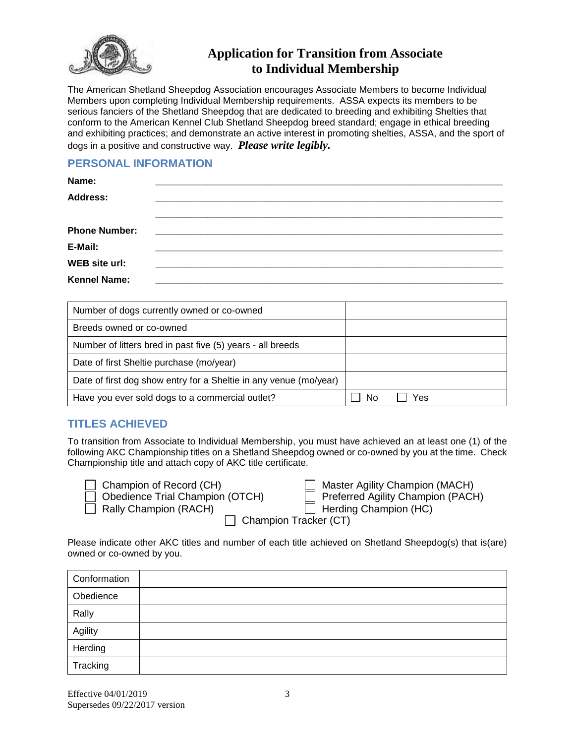# Application for Transition from Associate to Individual Membership

The American Shetland Sheepdog Association encourages Associate Members to become Individual Members upon completing Individual Membership requirements. ASSA expects its members to be serious fanciers of the Shetland Sheepdog that are dedicated to breeding and exhibiting Shelties that conform to the American Kennel Club Shetland Sheepdog breed standard; engage in ethical breeding and exhibiting practices; and demonstrate an active interest in promoting shelties, ASSA, and the sport of dogs in a positive and constructive way. ***Please write legibly.***

## PERSONAL INFORMATION

**Name:** ______________________________________________

**Address:** ______________________________________________

______________________________________________

**Phone Number:** ______________________________________________

**E-Mail:** ______________________________________________

**WEB site url:** ______________________________________________

**Kennel Name:** ______________________________________________

| | |
|---|---|
| Number of dogs currently owned or co-owned | |
| Breeds owned or co-owned | |
| Number of litters bred in past five (5) years - all breeds | |
| Date of first Sheltie purchase (mo/year) | |
| Date of first dog show entry for a Sheltie in any venue (mo/year) | |
| Have you ever sold dogs to a commercial outlet? | ☐ No ☐ Yes |

## TITLES ACHIEVED

To transition from Associate to Individual Membership, you must have achieved an at least one (1) of the following AKC Championship titles on a Shetland Sheepdog owned or co-owned by you at the time. Check Championship title and attach copy of AKC title certificate.

- ☐ Champion of Record (CH)
- ☐ Obedience Trial Champion (OTCH)
- ☐ Rally Champion (RACH)
- ☐ Master Agility Champion (MACH)
- ☐ Preferred Agility Champion (PACH)
- ☐ Herding Champion (HC)
- ☐ Champion Tracker (CT)

Please indicate other AKC titles and number of each title achieved on Shetland Sheepdog(s) that is(are) owned or co-owned by you.

| | |
|---|---|
| Conformation | |
| Obedience | |
| Rally | |
| Agility | |
| Herding | |
| Tracking | |

Effective 04/01/2019
Supersedes 09/22/2017 version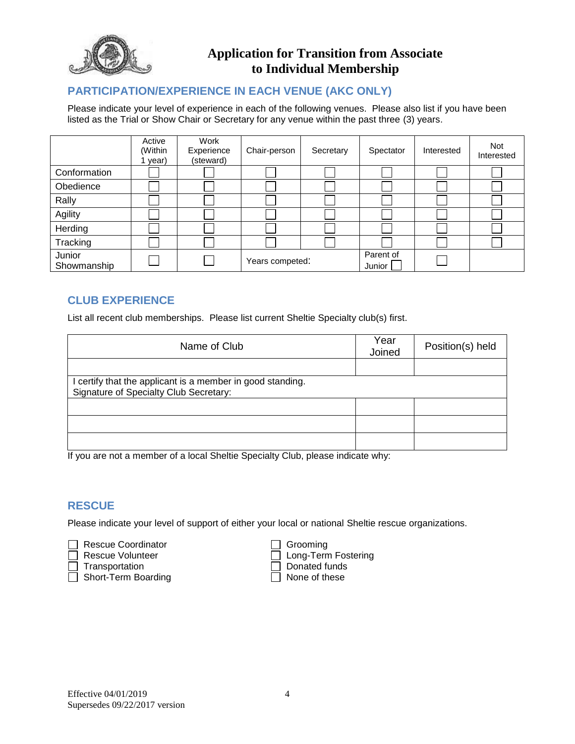# Application for Transition from Associate to Individual Membership

## PARTICIPATION/EXPERIENCE IN EACH VENUE (AKC ONLY)

Please indicate your level of experience in each of the following venues. Please also list if you have been listed as the Trial or Show Chair or Secretary for any venue within the past three (3) years.

| | Active (Within 1 year) | Work Experience (steward) | Chair-person | Secretary | Spectator | Interested | Not Interested |
|---|---|---|---|---|---|---|---|
| Conformation | ☐ | ☐ | ☐ | ☐ | ☐ | ☐ | ☐ |
| Obedience | ☐ | ☐ | ☐ | ☐ | ☐ | ☐ | ☐ |
| Rally | ☐ | ☐ | ☐ | ☐ | ☐ | ☐ | ☐ |
| Agility | ☐ | ☐ | ☐ | ☐ | ☐ | ☐ | ☐ |
| Herding | ☐ | ☐ | ☐ | ☐ | ☐ | ☐ | ☐ |
| Tracking | ☐ | ☐ | ☐ | ☐ | ☐ | ☐ | ☐ |
| Junior Showmanship | ☐ | ☐ | Years competed: | | Parent of Junior ☐ | ☐ | |

## CLUB EXPERIENCE

List all recent club memberships. Please list current Sheltie Specialty club(s) first.

| Name of Club | Year Joined | Position(s) held |
|---|---|---|
| | | |
| I certify that the applicant is a member in good standing. Signature of Specialty Club Secretary: | | |
| | | |
| | | |
| | | |

If you are not a member of a local Sheltie Specialty Club, please indicate why:

## RESCUE

Please indicate your level of support of either your local or national Sheltie rescue organizations.

- ☐ Rescue Coordinator
- ☐ Rescue Volunteer
- ☐ Transportation
- ☐ Short-Term Boarding
- ☐ Grooming
- ☐ Long-Term Fostering
- ☐ Donated funds
- ☐ None of these

Effective 04/01/2019
Supersedes 09/22/2017 version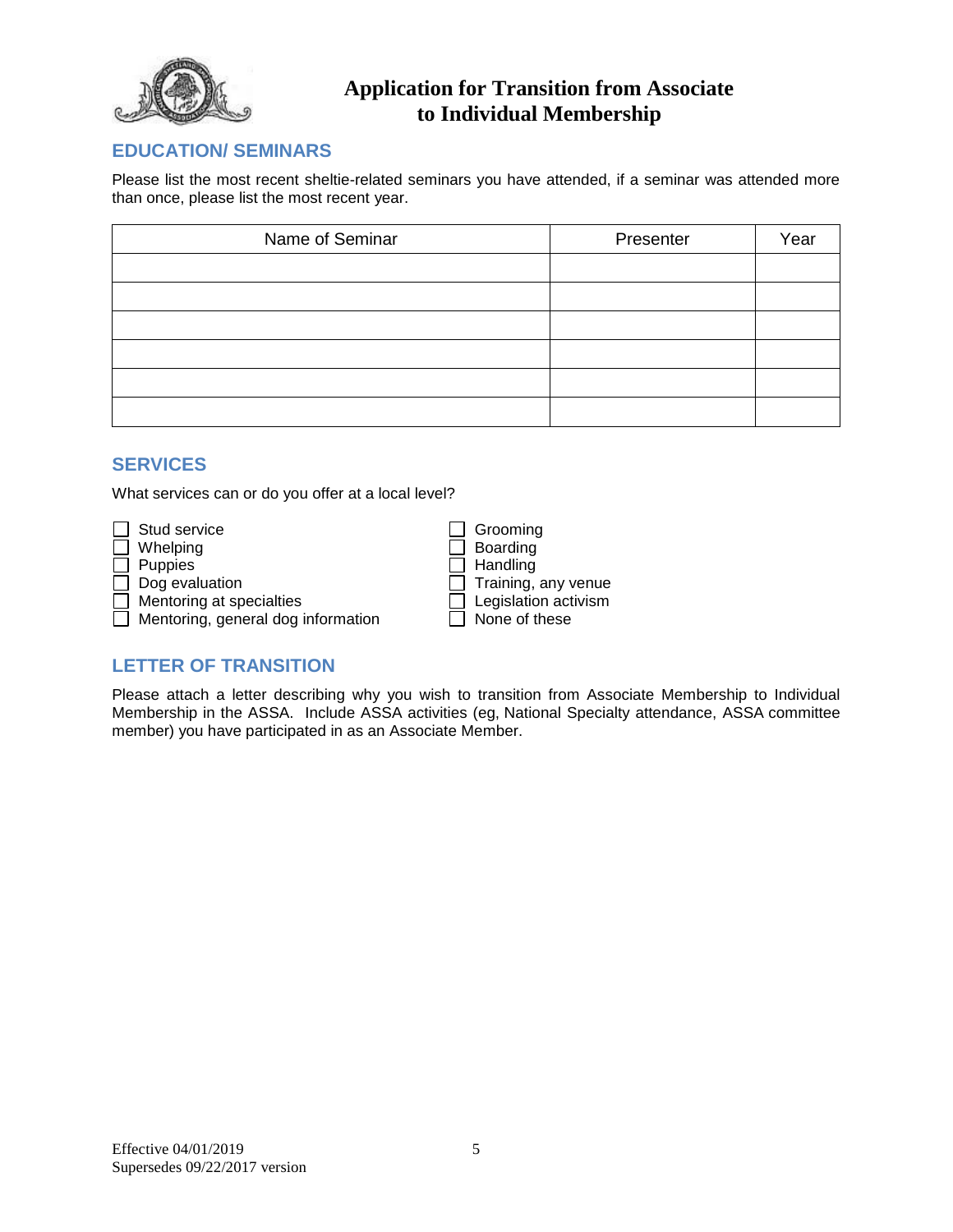# Application for Transition from Associate to Individual Membership

## EDUCATION/ SEMINARS

Please list the most recent sheltie-related seminars you have attended, if a seminar was attended more than once, please list the most recent year.

| Name of Seminar | Presenter | Year |
|---|---|---|
| | | |
| | | |
| | | |
| | | |
| | | |
| | | |

## SERVICES

What services can or do you offer at a local level?

- ☐ Stud service
- ☐ Whelping
- ☐ Puppies
- ☐ Dog evaluation
- ☐ Mentoring at specialties
- ☐ Mentoring, general dog information
- ☐ Grooming
- ☐ Boarding
- ☐ Handling
- ☐ Training, any venue
- ☐ Legislation activism
- ☐ None of these

## LETTER OF TRANSITION

Please attach a letter describing why you wish to transition from Associate Membership to Individual Membership in the ASSA. Include ASSA activities (eg, National Specialty attendance, ASSA committee member) you have participated in as an Associate Member.

Effective 04/01/2019
Supersedes 09/22/2017 version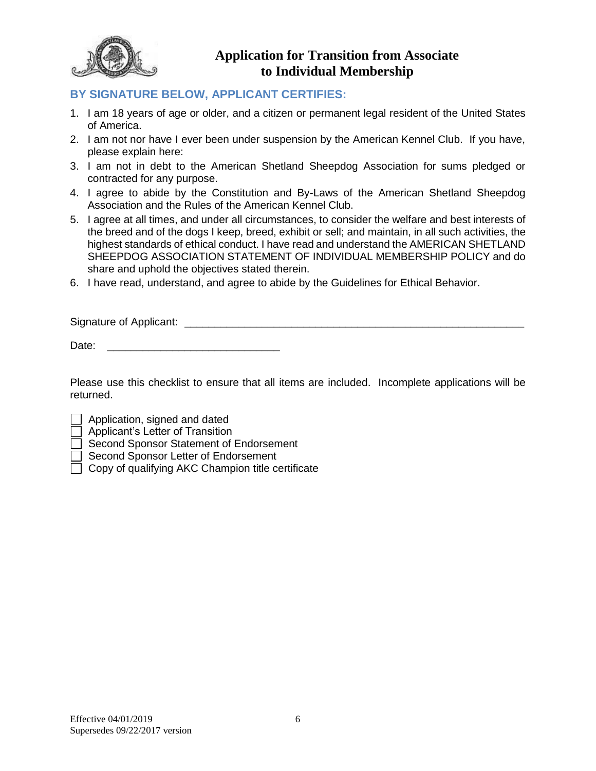# Application for Transition from Associate to Individual Membership

## BY SIGNATURE BELOW, APPLICANT CERTIFIES:

1. I am 18 years of age or older, and a citizen or permanent legal resident of the United States of America.
2. I am not nor have I ever been under suspension by the American Kennel Club. If you have, please explain here:
3. I am not in debt to the American Shetland Sheepdog Association for sums pledged or contracted for any purpose.
4. I agree to abide by the Constitution and By-Laws of the American Shetland Sheepdog Association and the Rules of the American Kennel Club.
5. I agree at all times, and under all circumstances, to consider the welfare and best interests of the breed and of the dogs I keep, breed, exhibit or sell; and maintain, in all such activities, the highest standards of ethical conduct. I have read and understand the AMERICAN SHETLAND SHEEPDOG ASSOCIATION STATEMENT OF INDIVIDUAL MEMBERSHIP POLICY and do share and uphold the objectives stated therein.
6. I have read, understand, and agree to abide by the Guidelines for Ethical Behavior.

Signature of Applicant: ____________________________________________________________

Date: ______________________________

Please use this checklist to ensure that all items are included. Incomplete applications will be returned.

- [ ] Application, signed and dated
- [ ] Applicant's Letter of Transition
- [ ] Second Sponsor Statement of Endorsement
- [ ] Second Sponsor Letter of Endorsement
- [ ] Copy of qualifying AKC Champion title certificate

Effective 04/01/2019
Supersedes 09/22/2017 version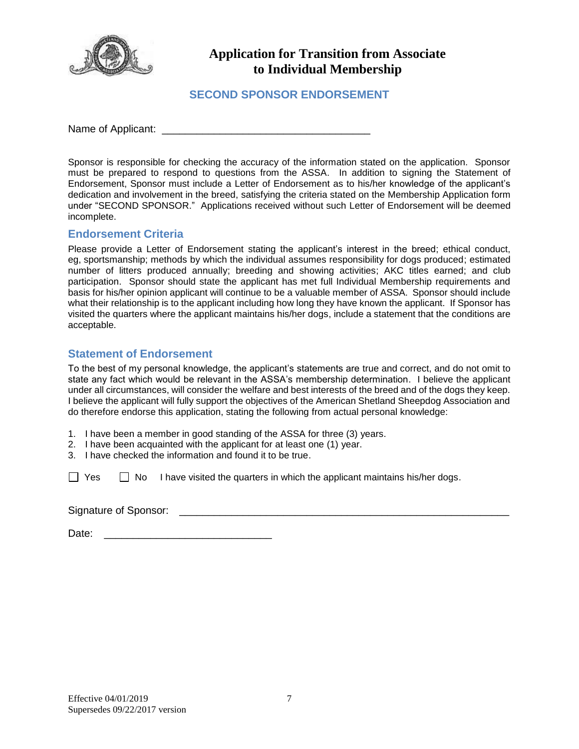# Application for Transition from Associate to Individual Membership

## SECOND SPONSOR ENDORSEMENT

Name of Applicant: ___________________________________

Sponsor is responsible for checking the accuracy of the information stated on the application. Sponsor must be prepared to respond to questions from the ASSA. In addition to signing the Statement of Endorsement, Sponsor must include a Letter of Endorsement as to his/her knowledge of the applicant's dedication and involvement in the breed, satisfying the criteria stated on the Membership Application form under "SECOND SPONSOR." Applications received without such Letter of Endorsement will be deemed incomplete.

### Endorsement Criteria

Please provide a Letter of Endorsement stating the applicant's interest in the breed; ethical conduct, eg, sportsmanship; methods by which the individual assumes responsibility for dogs produced; estimated number of litters produced annually; breeding and showing activities; AKC titles earned; and club participation. Sponsor should state the applicant has met full Individual Membership requirements and basis for his/her opinion applicant will continue to be a valuable member of ASSA. Sponsor should include what their relationship is to the applicant including how long they have known the applicant. If Sponsor has visited the quarters where the applicant maintains his/her dogs, include a statement that the conditions are acceptable.

### Statement of Endorsement

To the best of my personal knowledge, the applicant's statements are true and correct, and do not omit to state any fact which would be relevant in the ASSA's membership determination. I believe the applicant under all circumstances, will consider the welfare and best interests of the breed and of the dogs they keep. I believe the applicant will fully support the objectives of the American Shetland Sheepdog Association and do therefore endorse this application, stating the following from actual personal knowledge:

1. I have been a member in good standing of the ASSA for three (3) years.
2. I have been acquainted with the applicant for at least one (1) year.
3. I have checked the information and found it to be true.

☐ Yes ☐ No I have visited the quarters in which the applicant maintains his/her dogs.

Signature of Sponsor: ___________________________________________________________

Date: ____________________________

Effective 04/01/2019
Supersedes 09/22/2017 version